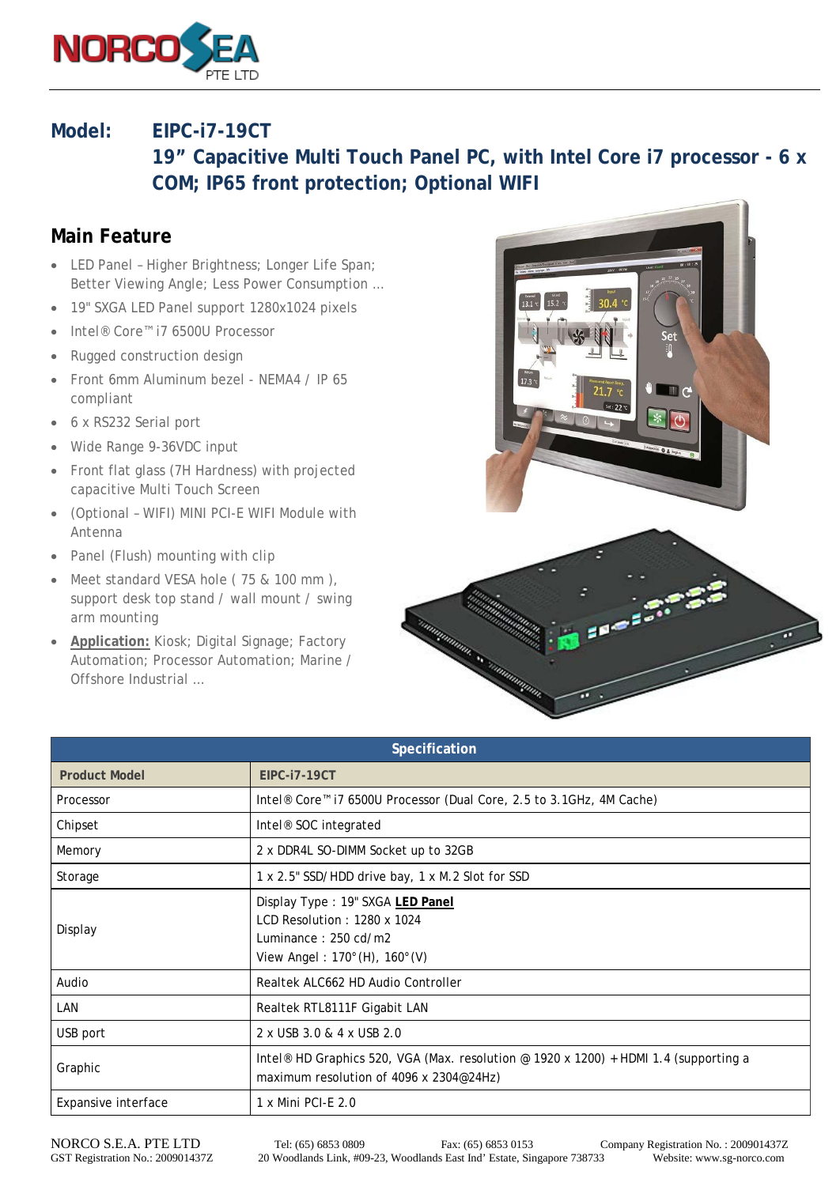**Model:** **EIPC-i7-19CT**

**19" Capacitive Multi Touch Panel PC, with Intel Core i7 processor - 6 x COM; IP65 front protection; Optional WIFI**

## Main Feature

- LED Panel – Higher Brightness; Longer Life Span; Better Viewing Angle; Less Power Consumption …
- 19" SXGA LED Panel support 1280x1024 pixels
- Intel® Core™ i7 6500U Processor
- Rugged construction design
- Front 6mm Aluminum bezel - NEMA4 / IP 65 compliant
- 6 x RS232 Serial port
- Wide Range 9-36VDC input
- Front flat glass (7H Hardness) with projected capacitive Multi Touch Screen
- (Optional – WIFI) MINI PCI-E WIFI Module with Antenna
- Panel (Flush) mounting with clip
- Meet standard VESA hole ( 75 & 100 mm ), support desk top stand / wall mount / swing arm mounting
- **Application:** Kiosk; Digital Signage; Factory Automation; Processor Automation; Marine / Offshore Industrial …

| Specification | |
|---|---|
| **Product Model** | **EIPC-i7-19CT** |
| Processor | Intel® Core™ i7 6500U Processor (Dual Core, 2.5 to 3.1GHz, 4M Cache) |
| Chipset | Intel® SOC integrated |
| Memory | 2 x DDR4L SO-DIMM Socket up to 32GB |
| Storage | 1 x 2.5" SSD/HDD drive bay, 1 x M.2 Slot for SSD |
| Display | Display Type : 19" SXGA **LED Panel**<br>LCD Resolution : 1280 x 1024<br>Luminance : 250 cd/m2<br>View Angel : 170°(H), 160°(V) |
| Audio | Realtek ALC662 HD Audio Controller |
| LAN | Realtek RTL8111F Gigabit LAN |
| USB port | 2 x USB 3.0 & 4 x USB 2.0 |
| Graphic | Intel® HD Graphics 520, VGA (Max. resolution @ 1920 x 1200) + HDMI 1.4 (supporting a maximum resolution of 4096 x 2304@24Hz) |
| Expansive interface | 1 x Mini PCI-E 2.0 |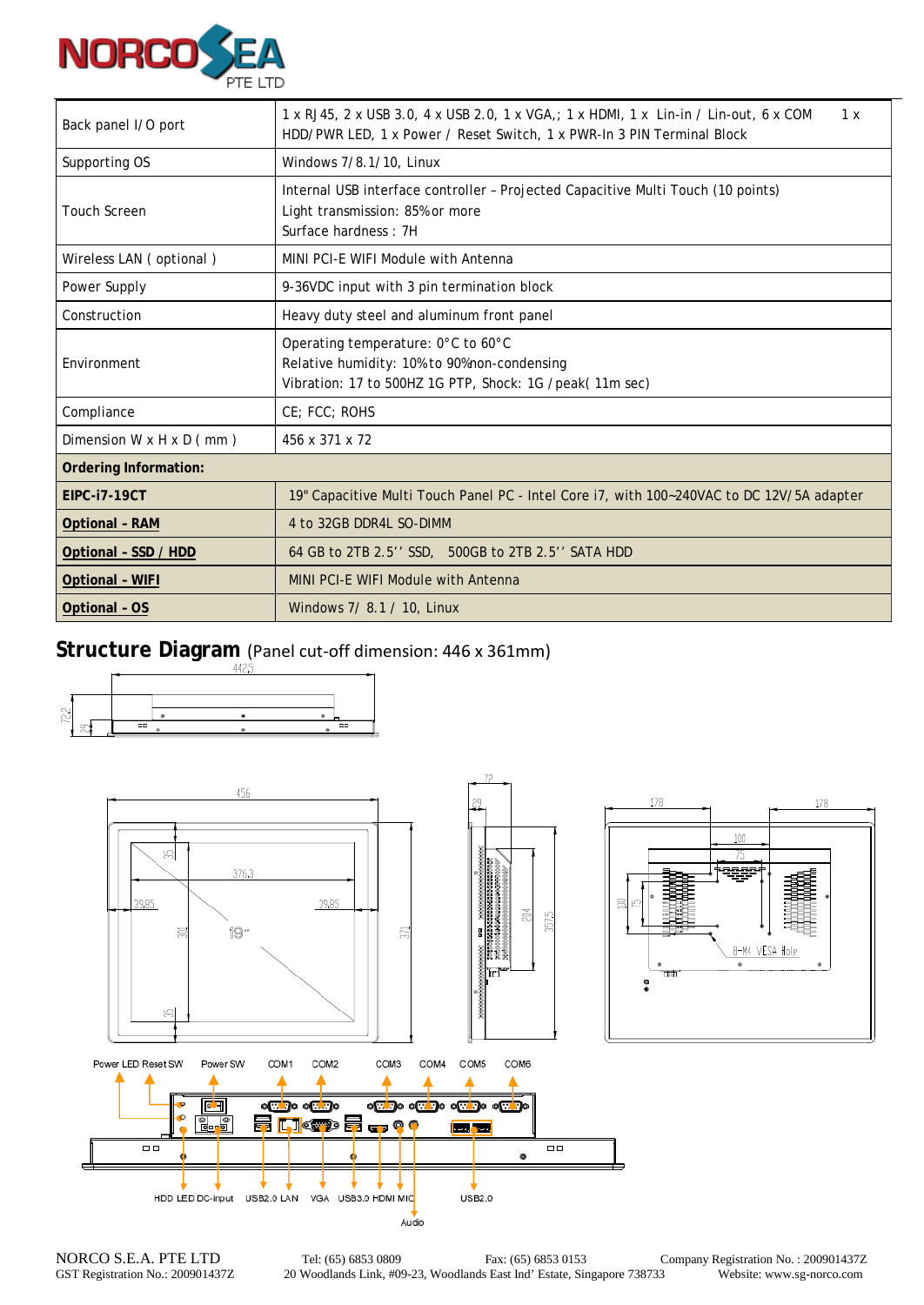| | |
|---|---|
| Back panel I/O port | 1 x RJ45, 2 x USB 3.0, 4 x USB 2.0, 1 x VGA,; 1 x HDMI, 1 x Lin-in / Lin-out, 6 x COM 1 x HDD/PWR LED, 1 x Power / Reset Switch, 1 x PWR-In 3 PIN Terminal Block |
| Supporting OS | Windows 7/8.1/10, Linux |
| Touch Screen | Internal USB interface controller – Projected Capacitive Multi Touch (10 points)<br>Light transmission: 85% or more<br>Surface hardness : 7H |
| Wireless LAN ( optional ) | MINI PCI-E WIFI Module with Antenna |
| Power Supply | 9-36VDC input with 3 pin termination block |
| Construction | Heavy duty steel and aluminum front panel |
| Environment | Operating temperature: 0°C to 60°C<br>Relative humidity: 10% to 90% non-condensing<br>Vibration: 17 to 500HZ 1G PTP, Shock: 1G / peak( 11m sec) |
| Compliance | CE; FCC; ROHS |
| Dimension W x H x D ( mm ) | 456 x 371 x 72 |
| **Ordering Information:** | |
| **EIPC-i7-19CT** | 19" Capacitive Multi Touch Panel PC - Intel Core i7, with 100~240VAC to DC 12V/5A adapter |
| **Optional - RAM** | 4 to 32GB DDR4L SO-DIMM |
| **Optional - SSD / HDD** | 64 GB to 2TB 2.5'' SSD, 500GB to 2TB 2.5'' SATA HDD |
| **Optional - WIFI** | MINI PCI-E WIFI Module with Antenna |
| **Optional - OS** | Windows 7/ 8.1 / 10, Linux |

## Structure Diagram (Panel cut-off dimension: 446 x 361mm)

442.5
72.2
29

456
35
376.3
39.85
39.85
301
19"
371
35

72
29
204
357.5

178
178
100
75
100
75
8-M4 VESA Hole

Power LED Reset SW
Power SW
COM1
COM2
COM3
COM4
COM5
COM6

HDD LED DC-input
USB2.0 LAN
VGA
USB3.0 HDMI MIC
Audio
USB2.0

NORCO S.E.A. PTE LTD
GST Registration No.: 200901437Z
Tel: (65) 6853 0809
Fax: (65) 6853 0153
20 Woodlands Link, #09-23, Woodlands East Ind' Estate, Singapore 738733
Company Registration No. : 200901437Z
Website: www.sg-norco.com